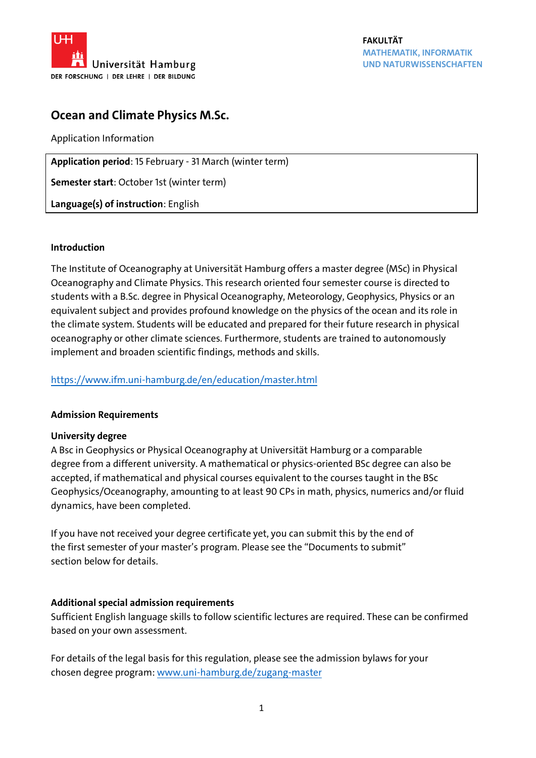Universität Hamburg
DER FORSCHUNG | DER LEHRE | DER BILDUNG

**FAKULTÄT**
**MATHEMATIK, INFORMATIK UND NATURWISSENSCHAFTEN**

# Ocean and Climate Physics M.Sc.

Application Information

**Application period**: 15 February - 31 March (winter term)

**Semester start**: October 1st (winter term)

**Language(s) of instruction**: English

## Introduction

The Institute of Oceanography at Universität Hamburg offers a master degree (MSc) in Physical Oceanography and Climate Physics. This research oriented four semester course is directed to students with a B.Sc. degree in Physical Oceanography, Meteorology, Geophysics, Physics or an equivalent subject and provides profound knowledge on the physics of the ocean and its role in the climate system. Students will be educated and prepared for their future research in physical oceanography or other climate sciences. Furthermore, students are trained to autonomously implement and broaden scientific findings, methods and skills.

https://www.ifm.uni-hamburg.de/en/education/master.html

## Admission Requirements

### University degree

A Bsc in Geophysics or Physical Oceanography at Universität Hamburg or a comparable degree from a different university. A mathematical or physics-oriented BSc degree can also be accepted, if mathematical and physical courses equivalent to the courses taught in the BSc Geophysics/Oceanography, amounting to at least 90 CPs in math, physics, numerics and/or fluid dynamics, have been completed.

If you have not received your degree certificate yet, you can submit this by the end of the first semester of your master's program. Please see the "Documents to submit" section below for details.

### Additional special admission requirements

Sufficient English language skills to follow scientific lectures are required. These can be confirmed based on your own assessment.

For details of the legal basis for this regulation, please see the admission bylaws for your chosen degree program: www.uni-hamburg.de/zugang-master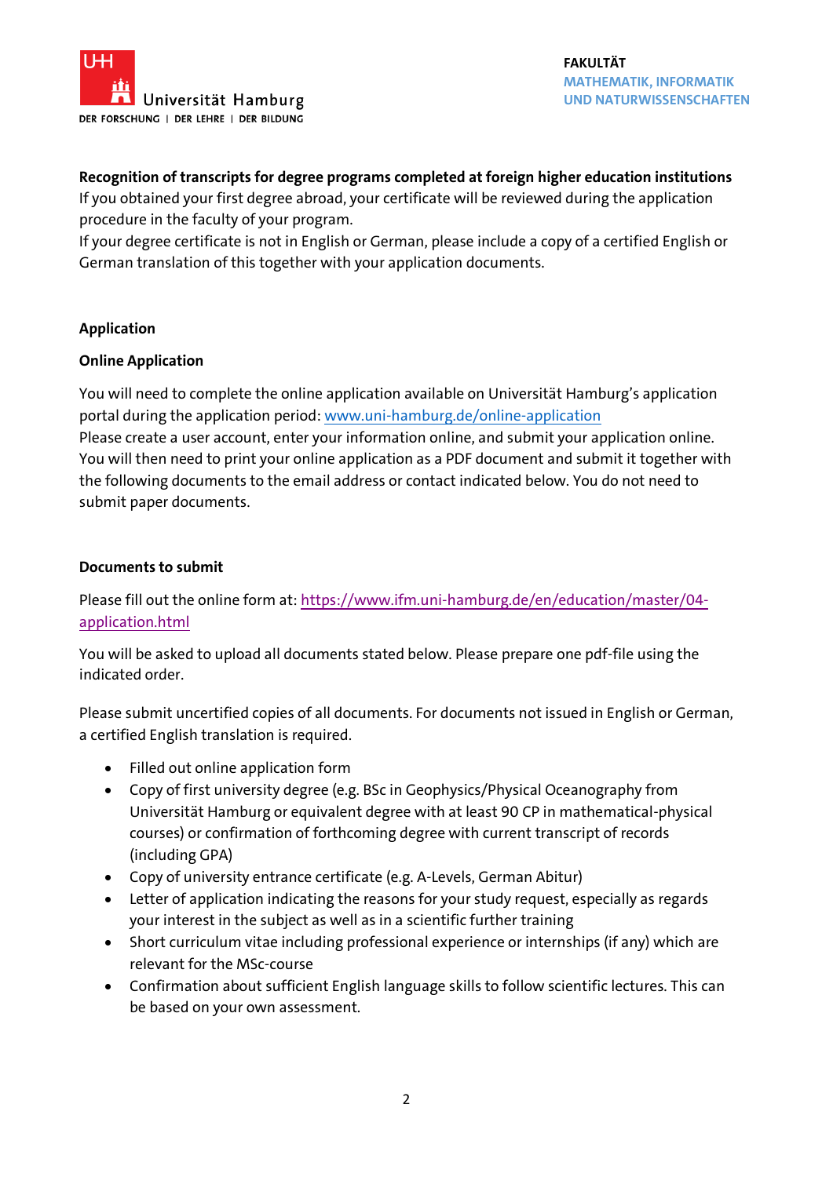**Recognition of transcripts for degree programs completed at foreign higher education institutions**
If you obtained your first degree abroad, your certificate will be reviewed during the application procedure in the faculty of your program.
If your degree certificate is not in English or German, please include a copy of a certified English or German translation of this together with your application documents.

## Application

### Online Application

You will need to complete the online application available on Universität Hamburg's application portal during the application period: [www.uni-hamburg.de/online-application](www.uni-hamburg.de/online-application)
Please create a user account, enter your information online, and submit your application online. You will then need to print your online application as a PDF document and submit it together with the following documents to the email address or contact indicated below. You do not need to submit paper documents.

### Documents to submit

Please fill out the online form at: [https://www.ifm.uni-hamburg.de/en/education/master/04-application.html](https://www.ifm.uni-hamburg.de/en/education/master/04-application.html)

You will be asked to upload all documents stated below. Please prepare one pdf-file using the indicated order.

Please submit uncertified copies of all documents. For documents not issued in English or German, a certified English translation is required.

- Filled out online application form
- Copy of first university degree (e.g. BSc in Geophysics/Physical Oceanography from Universität Hamburg or equivalent degree with at least 90 CP in mathematical-physical courses) or confirmation of forthcoming degree with current transcript of records (including GPA)
- Copy of university entrance certificate (e.g. A-Levels, German Abitur)
- Letter of application indicating the reasons for your study request, especially as regards your interest in the subject as well as in a scientific further training
- Short curriculum vitae including professional experience or internships (if any) which are relevant for the MSc-course
- Confirmation about sufficient English language skills to follow scientific lectures. This can be based on your own assessment.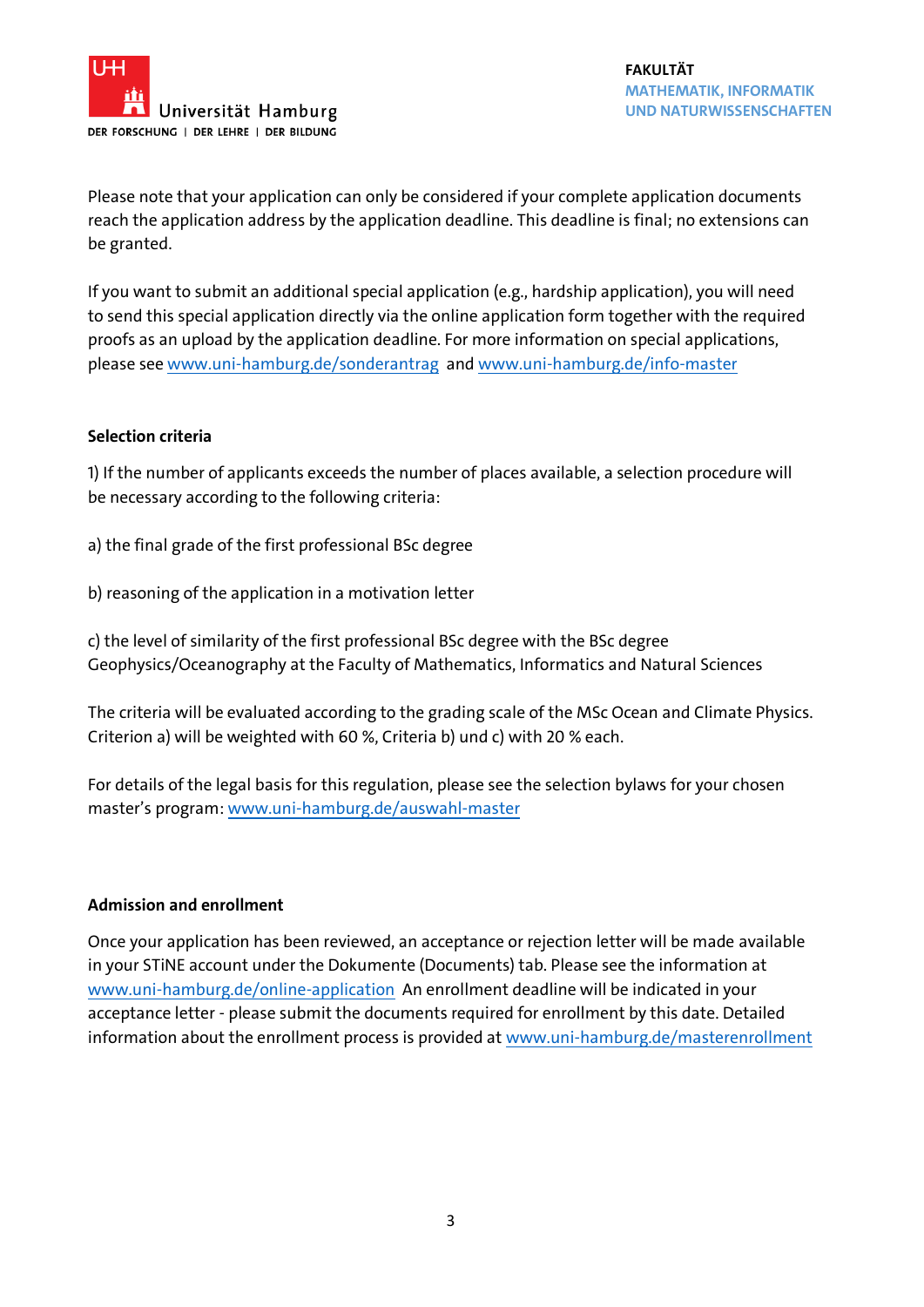Please note that your application can only be considered if your complete application documents reach the application address by the application deadline. This deadline is final; no extensions can be granted.

If you want to submit an additional special application (e.g., hardship application), you will need to send this special application directly via the online application form together with the required proofs as an upload by the application deadline. For more information on special applications, please see www.uni-hamburg.de/sonderantrag and www.uni-hamburg.de/info-master

**Selection criteria**

1) If the number of applicants exceeds the number of places available, a selection procedure will be necessary according to the following criteria:

a) the final grade of the first professional BSc degree

b) reasoning of the application in a motivation letter

c) the level of similarity of the first professional BSc degree with the BSc degree Geophysics/Oceanography at the Faculty of Mathematics, Informatics and Natural Sciences

The criteria will be evaluated according to the grading scale of the MSc Ocean and Climate Physics. Criterion a) will be weighted with 60 %, Criteria b) und c) with 20 % each.

For details of the legal basis for this regulation, please see the selection bylaws for your chosen master's program: www.uni-hamburg.de/auswahl-master

**Admission and enrollment**

Once your application has been reviewed, an acceptance or rejection letter will be made available in your STiNE account under the Dokumente (Documents) tab. Please see the information at www.uni-hamburg.de/online-application An enrollment deadline will be indicated in your acceptance letter - please submit the documents required for enrollment by this date. Detailed information about the enrollment process is provided at www.uni-hamburg.de/masterenrollment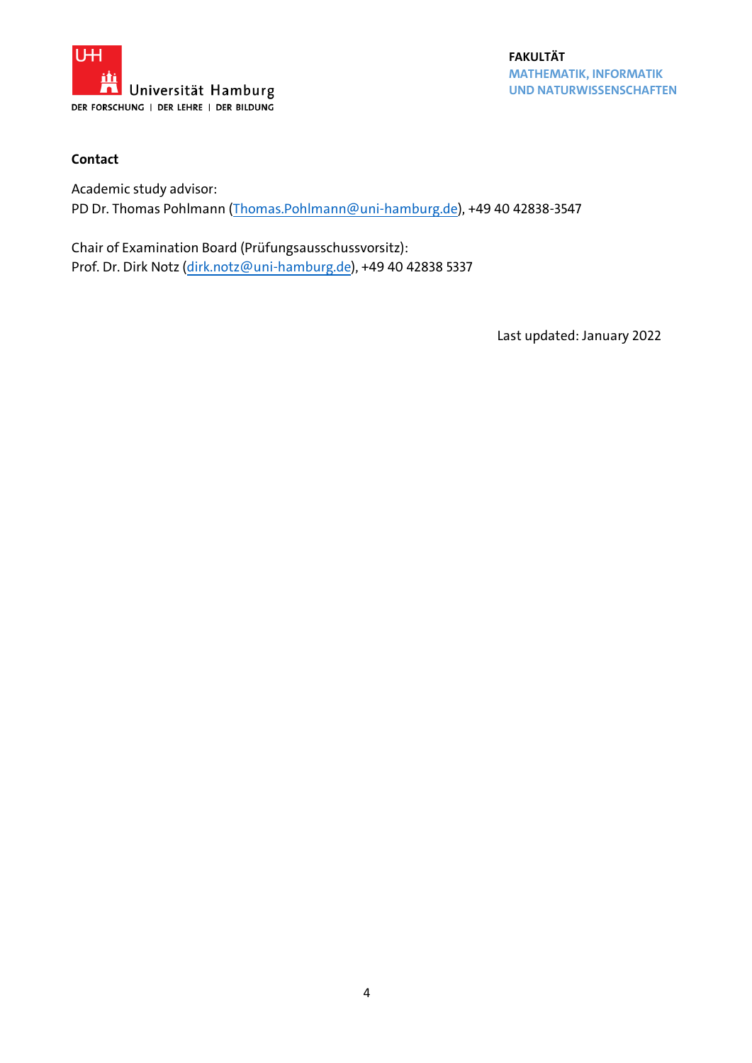**Contact**

Academic study advisor:
PD Dr. Thomas Pohlmann (Thomas.Pohlmann@uni-hamburg.de), +49 40 42838-3547

Chair of Examination Board (Prüfungsausschussvorsitz):
Prof. Dr. Dirk Notz (dirk.notz@uni-hamburg.de), +49 40 42838 5337

Last updated: January 2022